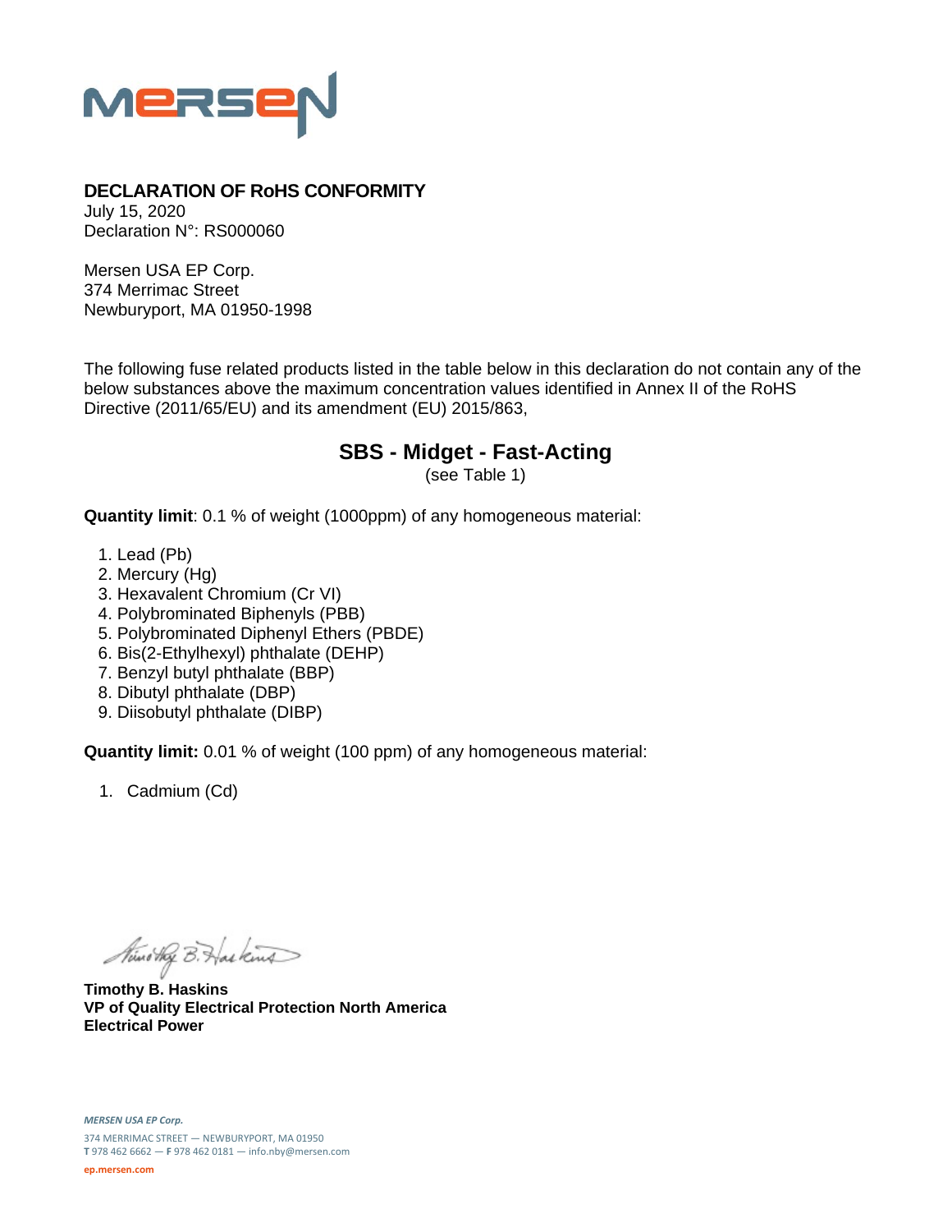## DECLARATION OF RoHS CONFORMITY

July 15, 2020
Declaration N°: RS000060

Mersen USA EP Corp.
374 Merrimac Street
Newburyport, MA 01950-1998

The following fuse related products listed in the table below in this declaration do not contain any of the below substances above the maximum concentration values identified in Annex II of the RoHS Directive (2011/65/EU) and its amendment (EU) 2015/863,

### SBS - Midget - Fast-Acting

(see Table 1)

**Quantity limit**: 0.1 % of weight (1000ppm) of any homogeneous material:

1. Lead (Pb)
2. Mercury (Hg)
3. Hexavalent Chromium (Cr VI)
4. Polybrominated Biphenyls (PBB)
5. Polybrominated Diphenyl Ethers (PBDE)
6. Bis(2-Ethylhexyl) phthalate (DEHP)
7. Benzyl butyl phthalate (BBP)
8. Dibutyl phthalate (DBP)
9. Diisobutyl phthalate (DIBP)

**Quantity limit:** 0.01 % of weight (100 ppm) of any homogeneous material:

1. Cadmium (Cd)

**Timothy B. Haskins**
**VP of Quality Electrical Protection North America**
**Electrical Power**

*MERSEN USA EP Corp.*
374 MERRIMAC STREET — NEWBURYPORT, MA 01950
**T** 978 462 6662 — **F** 978 462 0181 — info.nby@mersen.com
ep.mersen.com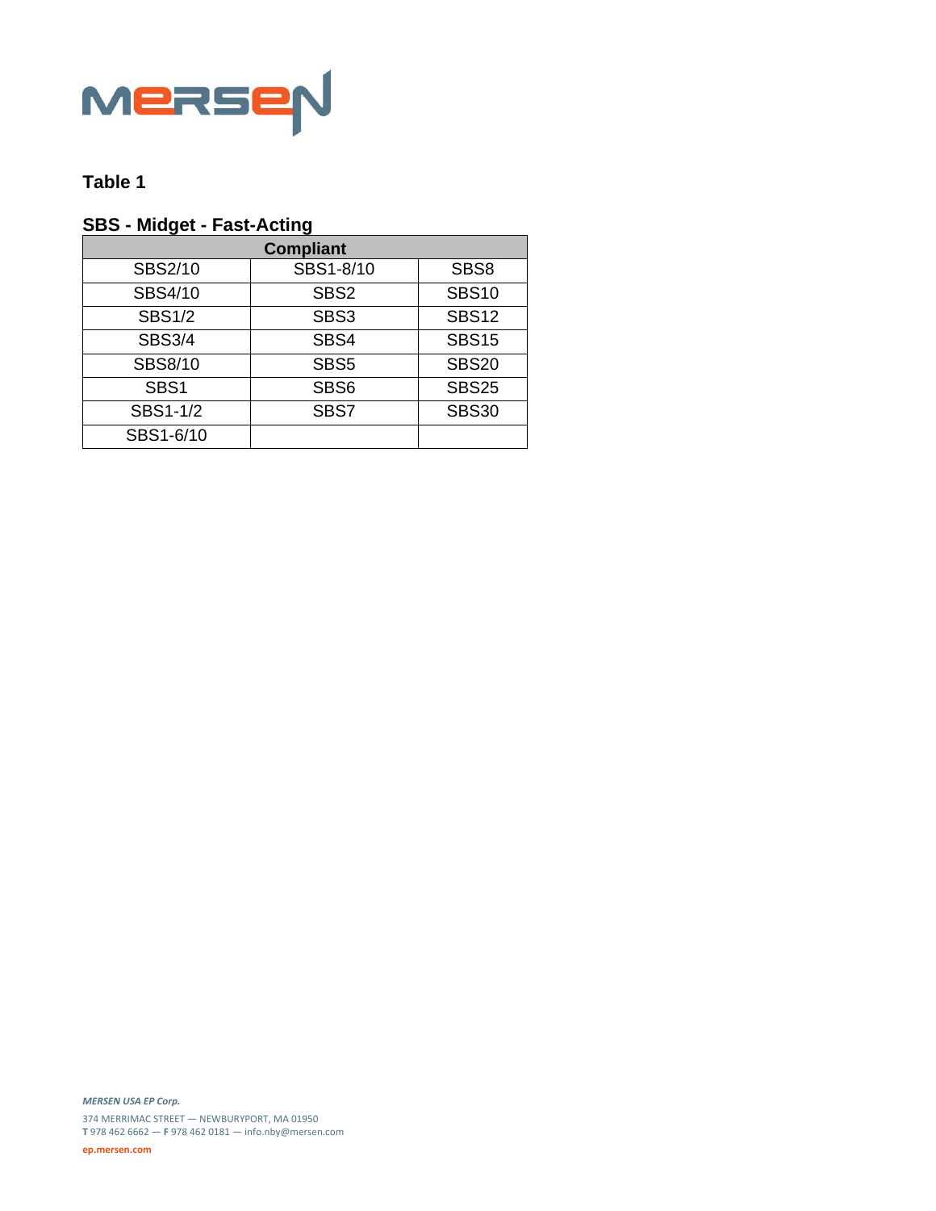MERSEN

**Table 1**

**SBS - Midget - Fast-Acting**

| Compliant | | |
|---|---|---|
| SBS2/10 | SBS1-8/10 | SBS8 |
| SBS4/10 | SBS2 | SBS10 |
| SBS1/2 | SBS3 | SBS12 |
| SBS3/4 | SBS4 | SBS15 |
| SBS8/10 | SBS5 | SBS20 |
| SBS1 | SBS6 | SBS25 |
| SBS1-1/2 | SBS7 | SBS30 |
| SBS1-6/10 | | |

*MERSEN USA EP Corp.*

374 MERRIMAC STREET — NEWBURYPORT, MA 01950
**T** 978 462 6662 — **F** 978 462 0181 — info.nby@mersen.com

**ep.mersen.com**